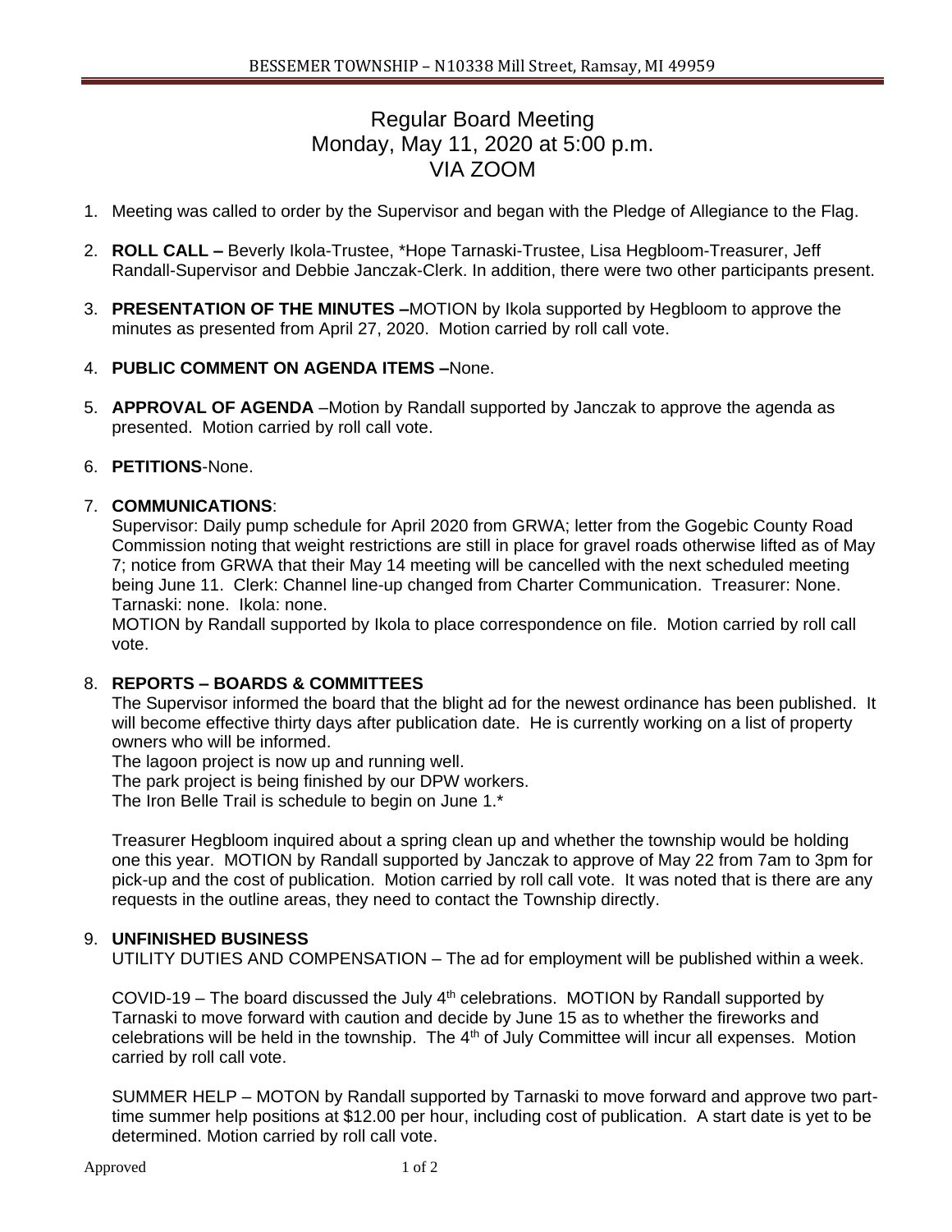# Regular Board Meeting
## Monday, May 11, 2020 at 5:00 p.m.
## VIA ZOOM

1. Meeting was called to order by the Supervisor and began with the Pledge of Allegiance to the Flag.

2. **ROLL CALL –** Beverly Ikola-Trustee, *Hope Tarnaski-Trustee, Lisa Hegbloom-Treasurer, Jeff Randall-Supervisor and Debbie Janczak-Clerk. In addition, there were two other participants present.

3. **PRESENTATION OF THE MINUTES –**MOTION by Ikola supported by Hegbloom to approve the minutes as presented from April 27, 2020. Motion carried by roll call vote.

4. **PUBLIC COMMENT ON AGENDA ITEMS –**None.

5. **APPROVAL OF AGENDA** –Motion by Randall supported by Janczak to approve the agenda as presented. Motion carried by roll call vote.

6. **PETITIONS**-None.

7. **COMMUNICATIONS**:
   Supervisor: Daily pump schedule for April 2020 from GRWA; letter from the Gogebic County Road Commission noting that weight restrictions are still in place for gravel roads otherwise lifted as of May 7; notice from GRWA that their May 14 meeting will be cancelled with the next scheduled meeting being June 11. Clerk: Channel line-up changed from Charter Communication. Treasurer: None. Tarnaski: none. Ikola: none.
   MOTION by Randall supported by Ikola to place correspondence on file. Motion carried by roll call vote.

8. **REPORTS – BOARDS & COMMITTEES**
   The Supervisor informed the board that the blight ad for the newest ordinance has been published. It will become effective thirty days after publication date. He is currently working on a list of property owners who will be informed.
   The lagoon project is now up and running well.
   The park project is being finished by our DPW workers.
   The Iron Belle Trail is schedule to begin on June 1.*

   Treasurer Hegbloom inquired about a spring clean up and whether the township would be holding one this year. MOTION by Randall supported by Janczak to approve of May 22 from 7am to 3pm for pick-up and the cost of publication. Motion carried by roll call vote. It was noted that is there are any requests in the outline areas, they need to contact the Township directly.

9. **UNFINISHED BUSINESS**
   UTILITY DUTIES AND COMPENSATION – The ad for employment will be published within a week.

   COVID-19 – The board discussed the July 4th celebrations. MOTION by Randall supported by Tarnaski to move forward with caution and decide by June 15 as to whether the fireworks and celebrations will be held in the township. The 4th of July Committee will incur all expenses. Motion carried by roll call vote.

   SUMMER HELP – MOTON by Randall supported by Tarnaski to move forward and approve two part-time summer help positions at $12.00 per hour, including cost of publication. A start date is yet to be determined. Motion carried by roll call vote.

Approved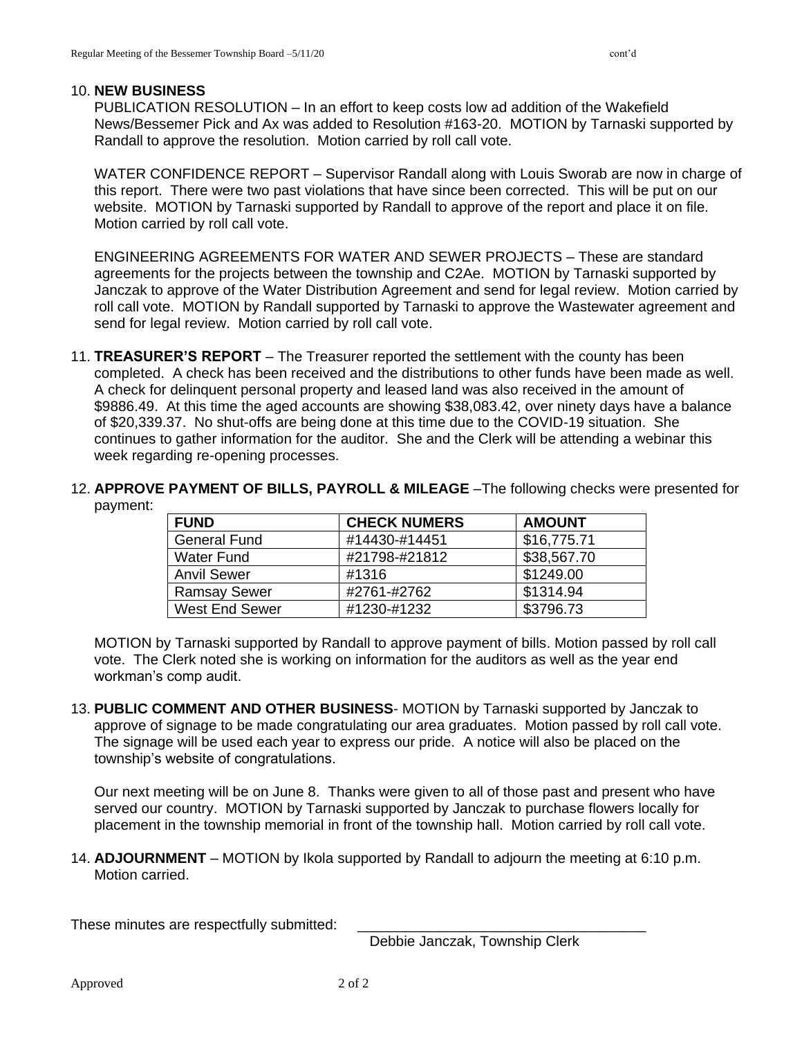10. **NEW BUSINESS**

PUBLICATION RESOLUTION – In an effort to keep costs low ad addition of the Wakefield News/Bessemer Pick and Ax was added to Resolution #163-20. MOTION by Tarnaski supported by Randall to approve the resolution. Motion carried by roll call vote.

WATER CONFIDENCE REPORT – Supervisor Randall along with Louis Sworab are now in charge of this report. There were two past violations that have since been corrected. This will be put on our website. MOTION by Tarnaski supported by Randall to approve of the report and place it on file. Motion carried by roll call vote.

ENGINEERING AGREEMENTS FOR WATER AND SEWER PROJECTS – These are standard agreements for the projects between the township and C2Ae. MOTION by Tarnaski supported by Janczak to approve of the Water Distribution Agreement and send for legal review. Motion carried by roll call vote. MOTION by Randall supported by Tarnaski to approve the Wastewater agreement and send for legal review. Motion carried by roll call vote.

11. **TREASURER'S REPORT** – The Treasurer reported the settlement with the county has been completed. A check has been received and the distributions to other funds have been made as well. A check for delinquent personal property and leased land was also received in the amount of $9886.49. At this time the aged accounts are showing $38,083.42, over ninety days have a balance of $20,339.37. No shut-offs are being done at this time due to the COVID-19 situation. She continues to gather information for the auditor. She and the Clerk will be attending a webinar this week regarding re-opening processes.

12. **APPROVE PAYMENT OF BILLS, PAYROLL & MILEAGE** –The following checks were presented for payment:

| FUND | CHECK NUMERS | AMOUNT |
|---|---|---|
| General Fund | #14430-#14451 | $16,775.71 |
| Water Fund | #21798-#21812 | $38,567.70 |
| Anvil Sewer | #1316 | $1249.00 |
| Ramsay Sewer | #2761-#2762 | $1314.94 |
| West End Sewer | #1230-#1232 | $3796.73 |

MOTION by Tarnaski supported by Randall to approve payment of bills. Motion passed by roll call vote. The Clerk noted she is working on information for the auditors as well as the year end workman's comp audit.

13. **PUBLIC COMMENT AND OTHER BUSINESS**- MOTION by Tarnaski supported by Janczak to approve of signage to be made congratulating our area graduates. Motion passed by roll call vote. The signage will be used each year to express our pride. A notice will also be placed on the township's website of congratulations.

Our next meeting will be on June 8. Thanks were given to all of those past and present who have served our country. MOTION by Tarnaski supported by Janczak to purchase flowers locally for placement in the township memorial in front of the township hall. Motion carried by roll call vote.

14. **ADJOURNMENT** – MOTION by Ikola supported by Randall to adjourn the meeting at 6:10 p.m. Motion carried.

These minutes are respectfully submitted: ____________________________________

Debbie Janczak, Township Clerk

Approved